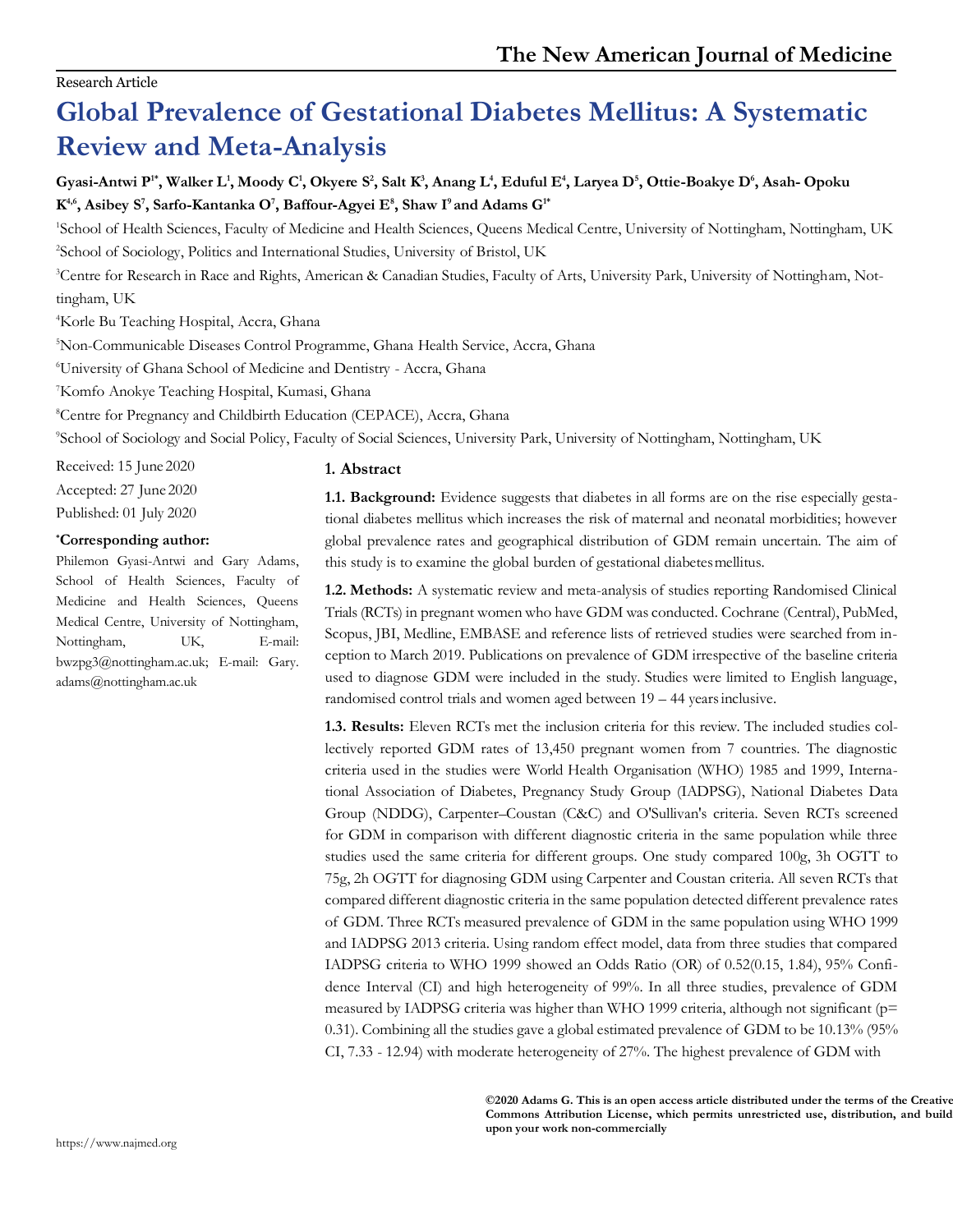Research Article

# Global Prevalence of Gestational Diabetes Mellitus: A Systematic Review and Meta-Analysis

**Gyasi-Antwi P[1*], Walker L[1], Moody C[1], Okyere S[2], Salt K[3], Anang L[4], Eduful E[4], Laryea D[5], Ottie-Boakye D[6], Asah- Opoku K[4,6], Asibey S[7], Sarfo-Kantanka O[7], Baffour-Agyei E[8], Shaw I[9] and Adams G[1*]**

[1]School of Health Sciences, Faculty of Medicine and Health Sciences, Queens Medical Centre, University of Nottingham, Nottingham, UK

[2]School of Sociology, Politics and International Studies, University of Bristol, UK

[3]Centre for Research in Race and Rights, American & Canadian Studies, Faculty of Arts, University Park, University of Nottingham, Nottingham, UK

[4]Korle Bu Teaching Hospital, Accra, Ghana

[5]Non-Communicable Diseases Control Programme, Ghana Health Service, Accra, Ghana

[6]University of Ghana School of Medicine and Dentistry - Accra, Ghana

[7]Komfo Anokye Teaching Hospital, Kumasi, Ghana

[8]Centre for Pregnancy and Childbirth Education (CEPACE), Accra, Ghana

[9]School of Sociology and Social Policy, Faculty of Social Sciences, University Park, University of Nottingham, Nottingham, UK

Received: 15 June 2020

Accepted: 27 June 2020

Published: 01 July 2020

**[*]Corresponding author:**

Philemon Gyasi-Antwi and Gary Adams, School of Health Sciences, Faculty of Medicine and Health Sciences, Queens Medical Centre, University of Nottingham, Nottingham, UK, E-mail: bwzpg3@nottingham.ac.uk; E-mail: Gary.adams@nottingham.ac.uk

## 1. Abstract

**1.1. Background:** Evidence suggests that diabetes in all forms are on the rise especially gestational diabetes mellitus which increases the risk of maternal and neonatal morbidities; however global prevalence rates and geographical distribution of GDM remain uncertain. The aim of this study is to examine the global burden of gestational diabetes mellitus.

**1.2. Methods:** A systematic review and meta-analysis of studies reporting Randomised Clinical Trials (RCTs) in pregnant women who have GDM was conducted. Cochrane (Central), PubMed, Scopus, JBI, Medline, EMBASE and reference lists of retrieved studies were searched from inception to March 2019. Publications on prevalence of GDM irrespective of the baseline criteria used to diagnose GDM were included in the study. Studies were limited to English language, randomised control trials and women aged between 19 – 44 years inclusive.

**1.3. Results:** Eleven RCTs met the inclusion criteria for this review. The included studies collectively reported GDM rates of 13,450 pregnant women from 7 countries. The diagnostic criteria used in the studies were World Health Organisation (WHO) 1985 and 1999, International Association of Diabetes, Pregnancy Study Group (IADPSG), National Diabetes Data Group (NDDG), Carpenter–Coustan (C&C) and O'Sullivan's criteria. Seven RCTs screened for GDM in comparison with different diagnostic criteria in the same population while three studies used the same criteria for different groups. One study compared 100g, 3h OGTT to 75g, 2h OGTT for diagnosing GDM using Carpenter and Coustan criteria. All seven RCTs that compared different diagnostic criteria in the same population detected different prevalence rates of GDM. Three RCTs measured prevalence of GDM in the same population using WHO 1999 and IADPSG 2013 criteria. Using random effect model, data from three studies that compared IADPSG criteria to WHO 1999 showed an Odds Ratio (OR) of 0.52(0.15, 1.84), 95% Confidence Interval (CI) and high heterogeneity of 99%. In all three studies, prevalence of GDM measured by IADPSG criteria was higher than WHO 1999 criteria, although not significant ($p = 0.31$). Combining all the studies gave a global estimated prevalence of GDM to be 10.13% (95% CI, 7.33 - 12.94) with moderate heterogeneity of 27%. The highest prevalence of GDM with

**©2020 Adams G. This is an open access article distributed under the terms of the Creative Commons Attribution License, which permits unrestricted use, distribution, and build upon your work non-commercially**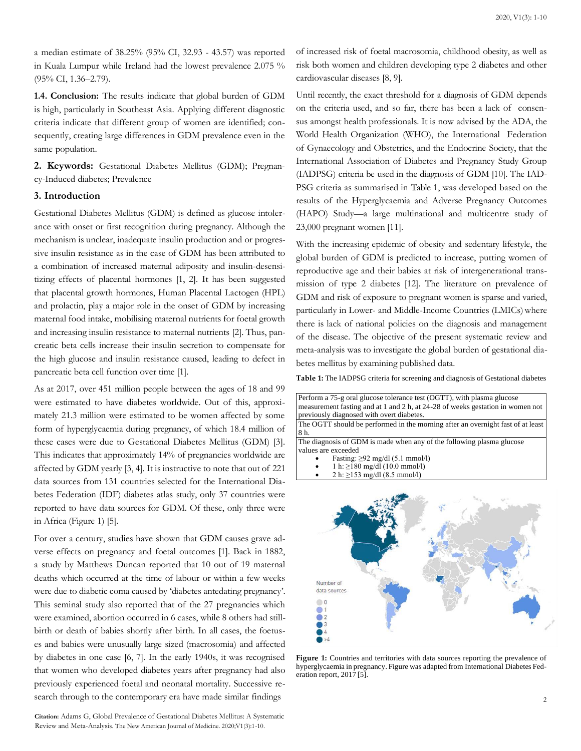a median estimate of 38.25% (95% CI, 32.93 - 43.57) was reported in Kuala Lumpur while Ireland had the lowest prevalence 2.075 % (95% CI, 1.36–2.79).

**1.4. Conclusion:** The results indicate that global burden of GDM is high, particularly in Southeast Asia. Applying different diagnostic criteria indicate that different group of women are identified; consequently, creating large differences in GDM prevalence even in the same population.

**2. Keywords:** Gestational Diabetes Mellitus (GDM); Pregnancy-Induced diabetes; Prevalence

## 3. Introduction

Gestational Diabetes Mellitus (GDM) is defined as glucose intolerance with onset or first recognition during pregnancy. Although the mechanism is unclear, inadequate insulin production and or progressive insulin resistance as in the case of GDM has been attributed to a combination of increased maternal adiposity and insulin-desensitizing effects of placental hormones [1, 2]. It has been suggested that placental growth hormones, Human Placental Lactogen (HPL) and prolactin, play a major role in the onset of GDM by increasing maternal food intake, mobilising maternal nutrients for foetal growth and increasing insulin resistance to maternal nutrients [2]. Thus, pancreatic beta cells increase their insulin secretion to compensate for the high glucose and insulin resistance caused, leading to defect in pancreatic beta cell function over time [1].

As at 2017, over 451 million people between the ages of 18 and 99 were estimated to have diabetes worldwide. Out of this, approximately 21.3 million were estimated to be women affected by some form of hyperglycaemia during pregnancy, of which 18.4 million of these cases were due to Gestational Diabetes Mellitus (GDM) [3]. This indicates that approximately 14% of pregnancies worldwide are affected by GDM yearly [3, 4]. It is instructive to note that out of 221 data sources from 131 countries selected for the International Diabetes Federation (IDF) diabetes atlas study, only 37 countries were reported to have data sources for GDM. Of these, only three were in Africa (Figure 1) [5].

For over a century, studies have shown that GDM causes grave adverse effects on pregnancy and foetal outcomes [1]. Back in 1882, a study by Matthews Duncan reported that 10 out of 19 maternal deaths which occurred at the time of labour or within a few weeks were due to diabetic coma caused by 'diabetes antedating pregnancy'. This seminal study also reported that of the 27 pregnancies which were examined, abortion occurred in 6 cases, while 8 others had stillbirth or death of babies shortly after birth. In all cases, the foetuses and babies were unusually large sized (macrosomia) and affected by diabetes in one case [6, 7]. In the early 1940s, it was recognised that women who developed diabetes years after pregnancy had also previously experienced foetal and neonatal mortality. Successive research through to the contemporary era have made similar findings of increased risk of foetal macrosomia, childhood obesity, as well as risk both women and children developing type 2 diabetes and other cardiovascular diseases [8, 9].

Until recently, the exact threshold for a diagnosis of GDM depends on the criteria used, and so far, there has been a lack of consensus amongst health professionals. It is now advised by the ADA, the World Health Organization (WHO), the International Federation of Gynaecology and Obstetrics, and the Endocrine Society, that the International Association of Diabetes and Pregnancy Study Group (IADPSG) criteria be used in the diagnosis of GDM [10]. The IADPSG criteria as summarised in Table 1, was developed based on the results of the Hyperglycaemia and Adverse Pregnancy Outcomes (HAPO) Study—a large multinational and multicentre study of 23,000 pregnant women [11].

With the increasing epidemic of obesity and sedentary lifestyle, the global burden of GDM is predicted to increase, putting women of reproductive age and their babies at risk of intergenerational transmission of type 2 diabetes [12]. The literature on prevalence of GDM and risk of exposure to pregnant women is sparse and varied, particularly in Lower- and Middle-Income Countries (LMICs) where there is lack of national policies on the diagnosis and management of the disease. The objective of the present systematic review and meta-analysis was to investigate the global burden of gestational diabetes mellitus by examining published data.

**Table 1:** The IADPSG criteria for screening and diagnosis of Gestational diabetes

| |
|---|
| Perform a 75-g oral glucose tolerance test (OGTT), with plasma glucose measurement fasting and at 1 and 2 h, at 24-28 of weeks gestation in women not previously diagnosed with overt diabetes. |
| The OGTT should be performed in the morning after an overnight fast of at least 8 h. |
| The diagnosis of GDM is made when any of the following plasma glucose values are exceeded<br>• Fasting: ≥92 mg/dl (5.1 mmol/l)<br>• 1 h: ≥180 mg/dl (10.0 mmol/l)<br>• 2 h: ≥153 mg/dl (8.5 mmol/l) |

**Figure 1:** Countries and territories with data sources reporting the prevalence of hyperglycaemia in pregnancy. Figure was adapted from International Diabetes Federation report, 2017 [5].

**Citation:** Adams G, Global Prevalence of Gestational Diabetes Mellitus: A Systematic Review and Meta-Analysis. The New American Journal of Medicine. 2020;V1(3):1-10.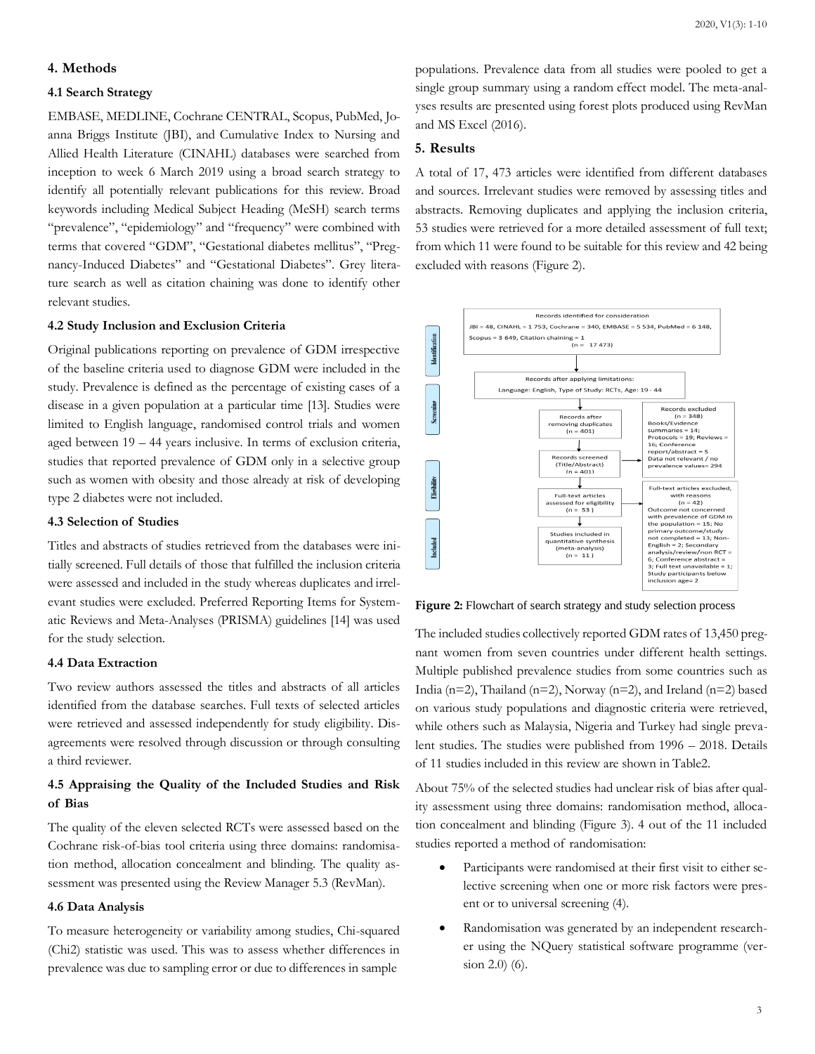## 4. Methods

### 4.1 Search Strategy

EMBASE, MEDLINE, Cochrane CENTRAL, Scopus, PubMed, Joanna Briggs Institute (JBI), and Cumulative Index to Nursing and Allied Health Literature (CINAHL) databases were searched from inception to week 6 March 2019 using a broad search strategy to identify all potentially relevant publications for this review. Broad keywords including Medical Subject Heading (MeSH) search terms "prevalence", "epidemiology" and "frequency" were combined with terms that covered "GDM", "Gestational diabetes mellitus", "Pregnancy-Induced Diabetes" and "Gestational Diabetes". Grey literature search as well as citation chaining was done to identify other relevant studies.

### 4.2 Study Inclusion and Exclusion Criteria

Original publications reporting on prevalence of GDM irrespective of the baseline criteria used to diagnose GDM were included in the study. Prevalence is defined as the percentage of existing cases of a disease in a given population at a particular time [13]. Studies were limited to English language, randomised control trials and women aged between 19 – 44 years inclusive. In terms of exclusion criteria, studies that reported prevalence of GDM only in a selective group such as women with obesity and those already at risk of developing type 2 diabetes were not included.

### 4.3 Selection of Studies

Titles and abstracts of studies retrieved from the databases were initially screened. Full details of those that fulfilled the inclusion criteria were assessed and included in the study whereas duplicates and irrelevant studies were excluded. Preferred Reporting Items for Systematic Reviews and Meta-Analyses (PRISMA) guidelines [14] was used for the study selection.

### 4.4 Data Extraction

Two review authors assessed the titles and abstracts of all articles identified from the database searches. Full texts of selected articles were retrieved and assessed independently for study eligibility. Disagreements were resolved through discussion or through consulting a third reviewer.

### 4.5 Appraising the Quality of the Included Studies and Risk of Bias

The quality of the eleven selected RCTs were assessed based on the Cochrane risk-of-bias tool criteria using three domains: randomisation method, allocation concealment and blinding. The quality assessment was presented using the Review Manager 5.3 (RevMan).

### 4.6 Data Analysis

To measure heterogeneity or variability among studies, Chi-squared (Chi2) statistic was used. This was to assess whether differences in prevalence was due to sampling error or due to differences in sample populations. Prevalence data from all studies were pooled to get a single group summary using a random effect model. The meta-analyses results are presented using forest plots produced using RevMan and MS Excel (2016).

## 5. Results

A total of 17, 473 articles were identified from different databases and sources. Irrelevant studies were removed by assessing titles and abstracts. Removing duplicates and applying the inclusion criteria, 53 studies were retrieved for a more detailed assessment of full text; from which 11 were found to be suitable for this review and 42 being excluded with reasons (Figure 2).

Identification: Records identified for consideration — JBI = 48, CINAHL = 1 753, Cochrane = 340, EMBASE = 5 534, PubMed = 6 148, Scopus = 3 649, Citation chaining = 1 (n = 17 473)

Records after applying limitations: Language: English, Type of Study: RCTs, Age: 19 - 44

Screening: Records after removing duplicates (n = 401); Records screened (Title/Abstract) (n = 401)

Records excluded (n = 348) Books/Evidence summaries = 14; Protocols = 19; Reviews = 16; Conference report/abstract = 5 Data not relevant / no prevalence values= 294

Eligibility: Full-text articles assessed for eligibility (n = 53)

Full-text articles excluded, with reasons (n = 42) Outcome not concerned with prevalence of GDM in the population = 15; No primary outcome/study not completed = 13; Non-English = 2; Secondary analysis/review/non RCT = 6; Conference abstract = 3; Full text unavailable = 1; Study participants below inclusion age= 2

Included: Studies included in quantitative synthesis (meta-analysis) (n = 11)

**Figure 2:** Flowchart of search strategy and study selection process

The included studies collectively reported GDM rates of 13,450 pregnant women from seven countries under different health settings. Multiple published prevalence studies from some countries such as India (n=2), Thailand (n=2), Norway (n=2), and Ireland (n=2) based on various study populations and diagnostic criteria were retrieved, while others such as Malaysia, Nigeria and Turkey had single prevalent studies. The studies were published from 1996 – 2018. Details of 11 studies included in this review are shown in Table2.

About 75% of the selected studies had unclear risk of bias after quality assessment using three domains: randomisation method, allocation concealment and blinding (Figure 3). 4 out of the 11 included studies reported a method of randomisation:

- Participants were randomised at their first visit to either selective screening when one or more risk factors were present or to universal screening (4).
- Randomisation was generated by an independent researcher using the NQuery statistical software programme (version 2.0) (6).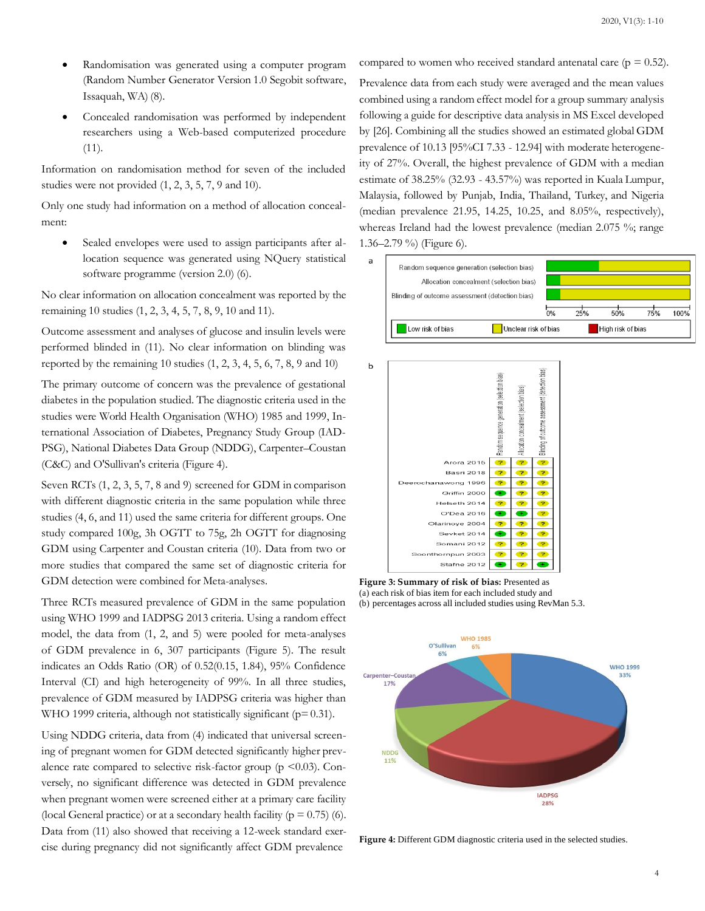- Randomisation was generated using a computer program (Random Number Generator Version 1.0 Segobit software, Issaquah, WA) (8).
- Concealed randomisation was performed by independent researchers using a Web-based computerized procedure (11).

Information on randomisation method for seven of the included studies were not provided (1, 2, 3, 5, 7, 9 and 10).

Only one study had information on a method of allocation concealment:

- Sealed envelopes were used to assign participants after allocation sequence was generated using NQuery statistical software programme (version 2.0) (6).

No clear information on allocation concealment was reported by the remaining 10 studies (1, 2, 3, 4, 5, 7, 8, 9, 10 and 11).

Outcome assessment and analyses of glucose and insulin levels were performed blinded in (11). No clear information on blinding was reported by the remaining 10 studies (1, 2, 3, 4, 5, 6, 7, 8, 9 and 10)

The primary outcome of concern was the prevalence of gestational diabetes in the population studied. The diagnostic criteria used in the studies were World Health Organisation (WHO) 1985 and 1999, International Association of Diabetes, Pregnancy Study Group (IADPSG), National Diabetes Data Group (NDDG), Carpenter–Coustan (C&C) and O'Sullivan's criteria (Figure 4).

Seven RCTs (1, 2, 3, 5, 7, 8 and 9) screened for GDM in comparison with different diagnostic criteria in the same population while three studies (4, 6, and 11) used the same criteria for different groups. One study compared 100g, 3h OGTT to 75g, 2h OGTT for diagnosing GDM using Carpenter and Coustan criteria (10). Data from two or more studies that compared the same set of diagnostic criteria for GDM detection were combined for Meta-analyses.

Three RCTs measured prevalence of GDM in the same population using WHO 1999 and IADPSG 2013 criteria. Using a random effect model, the data from (1, 2, and 5) were pooled for meta-analyses of GDM prevalence in 6, 307 participants (Figure 5). The result indicates an Odds Ratio (OR) of 0.52(0.15, 1.84), 95% Confidence Interval (CI) and high heterogeneity of 99%. In all three studies, prevalence of GDM measured by IADPSG criteria was higher than WHO 1999 criteria, although not statistically significant ($p= 0.31$).

Using NDDG criteria, data from (4) indicated that universal screening of pregnant women for GDM detected significantly higher prevalence rate compared to selective risk-factor group ($p < 0.03$). Conversely, no significant difference was detected in GDM prevalence when pregnant women were screened either at a primary care facility (local General practice) or at a secondary health facility ($p = 0.75$) (6). Data from (11) also showed that receiving a 12-week standard exercise during pregnancy did not significantly affect GDM prevalence compared to women who received standard antenatal care ($p = 0.52$).

Prevalence data from each study were averaged and the mean values combined using a random effect model for a group summary analysis following a guide for descriptive data analysis in MS Excel developed by [26]. Combining all the studies showed an estimated global GDM prevalence of 10.13 [95%CI 7.33 - 12.94] with moderate heterogeneity of 27%. Overall, the highest prevalence of GDM with a median estimate of 38.25% (32.93 - 43.57%) was reported in Kuala Lumpur, Malaysia, followed by Punjab, India, Thailand, Turkey, and Nigeria (median prevalence 21.95, 14.25, 10.25, and 8.05%, respectively), whereas Ireland had the lowest prevalence (median 2.075 %; range 1.36–2.79 %) (Figure 6).

**Figure 3: Summary of risk of bias:** Presented as (a) each risk of bias item for each included study and (b) percentages across all included studies using RevMan 5.3.

**Figure 4:** Different GDM diagnostic criteria used in the selected studies.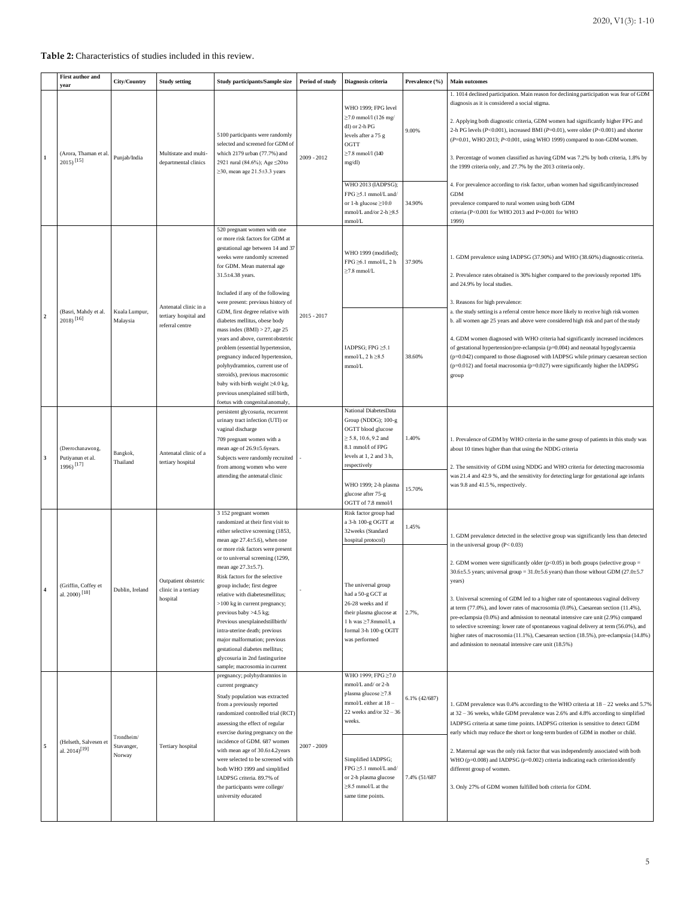**Table 2:** Characteristics of studies included in this review.

| | First author and year | City/Country | Study setting | Study participants/Sample size | Period of study | Diagnosis criteria | Prevalence (%) | Main outcomes |
|---|---|---|---|---|---|---|---|---|
| 1 | (Arora, Thaman et al. 2015) [15] | Punjab/India | Multistate and multi-departmental clinics | 5100 participants were randomly selected and screened for GDM of which 2179 urban (77.7%) and 2921 rural (84.6%); Age ≤20to ≥30, mean age 21.5±3.3 years | 2009 - 2012 | WHO 1999; FPG level ≥7.0 mmol/l (126 mg/dl) or 2-h PG levels after a 75 g OGTT ≥7.8 mmol/l (140 mg/dl) | 9.00% | 1. 1014 declined participation. Main reason for declining participation was fear of GDM diagnosis as it is considered a social stigma. 2. Applying both diagnostic criteria, GDM women had significantly higher FPG and 2-h PG levels ($P$<0.001), increased BMI ($P$=0.01), were older ($P$<0.001) and shorter ($P$=0.01, WHO 2013; $P$<0.001, using WHO 1999) compared to non-GDM women. 3. Percentage of women classified as having GDM was 7.2% by both criteria, 1.8% by the 1999 criteria only, and 27.7% by the 2013 criteria only. 4. For prevalence according to risk factor, urban women had significantlyincreased GDM prevalence compared to rural women using both GDM criteria (P<0.001 for WHO 2013 and P=0.001 for WHO 1999) |
| | | | | | | WHO 2013 (IADPSG); FPG ≥5.1 mmol/L and/ or 1-h glucose ≥10.0 mmol/L and/or 2-h ≥8.5 mmol/L | 34.90% | |
| 2 | (Basri, Mahdy et al. 2018) [16] | Kuala Lumpur, Malaysia | Antenatal clinic in a tertiary hospital and referral centre | 520 pregnant women with one or more risk factors for GDM at gestational age between 14 and 37 weeks were randomly screened for GDM. Mean maternal age 31.5±4.38 years. Included if any of the following were present: previous history of GDM, first degree relative with diabetes mellitus, obese body mass index (BMI) > 27, age 25 years and above, current obstetric problem (essential hypertension, pregnancy induced hypertension, polyhydramnios, current use of steroids), previous macrosomic baby with birth weight ≥4.0 kg, previous unexplained still birth, foetus with congenital anomaly, persistent glycosuria, recurrent urinary tract infection (UTI) or vaginal discharge | 2015 - 2017 | WHO 1999 (modified); FPG ≥6.1 mmol/L, 2 h ≥7.8 mmol/L | 37.90% | 1. GDM prevalence using IADPSG (37.90%) and WHO (38.60%) diagnostic criteria. 2. Prevalence rates obtained is 30% higher compared to the previously reported 18% and 24.9% by local studies. 3. Reasons for high prevalence: a. the study setting is a referral centre hence more likely to receive high risk women b. all women age 25 years and above were considered high risk and part of the study 4. GDM women diagnosed with WHO criteria had significantly increased incidences of gestational hypertension/pre-eclampsia (p=0.004) and neonatal hypoglycaemia (p=0.042) compared to those diagnosed with IADPSG while primary caesarean section (p=0.012) and foetal macrosomia (p=0.027) were significantly higher the IADPSG group |
| | | | | | | IADPSG; FPG ≥5.1 mmol/L, 2 h ≥8.5 mmol/L | 38.60% | |
| 3 | (Deerochanawong, Putiyanun et al. 1996) [17] | Bangkok, Thailand | Antenatal clinic of a tertiary hospital | 709 pregnant women with a mean age of 26.9±5.6years. Subjects were randomly recruited from among women who were attending the antenatal clinic | - | National DiabetesData Group (NDDG); 100-g OGTT blood glucose ≥ 5.8, 10.6, 9.2 and 8.1 mmol/l of FPG levels at 1, 2 and 3 h, respectively | 1.40% | 1. Prevalence of GDM by WHO criteria in the same group of patients in this study was about 10 times higher than that using the NDDG criteria 2. The sensitivity of GDM using NDDG and WHO criteria for detecting macrosomia was 21.4 and 42.9 %, and the sensitivity for detecting large for gestational age infants was 9.8 and 41.5 %, respectively. |
| | | | | | | WHO 1999; 2-h plasma glucose after 75-g OGTT of 7.8 mmol/l | 15.70% | |
| 4 | (Griffin, Coffey et al. 2000) [18] | Dublin, Ireland | Outpatient obstetric clinic in a tertiary hospital | 3 152 pregnant women randomized at their first visit to either selective screening (1853, mean age 27.4±5.6), when one or more risk factors were present or to universal screening (1299, mean age 27.3±5.7). Risk factors for the selective group include; first degree relative with diabetesmellitus; >100 kg in current pregnancy; previous baby >4.5 kg; Previous unexplainedstillbirth/ intra-uterine death; previous major malformation; previous gestational diabetes mellitus; glycosuria in 2nd fastingurine sample; macrosomia incurrent pregnancy; polyhydramnios in current pregnancy | - | Risk factor group had a 3-h 100-g OGTT at 32weeks (Standard hospital protocol) | 1.45% | 1. GDM prevalence detected in the selective group was significantly less than detected in the universal group (P< 0.03) 2. GDM women were significantly older (p<0.05) in both groups (selective group = 30.6±5.5 years; universal group = 31.0±5.6 years) than those without GDM (27.0±5.7 years) 3. Universal screening of GDM led to a higher rate of spontaneous vaginal delivery at term (77.0%), and lower rates of macrosomia (0.0%), Caesarean section (11.4%), pre-eclampsia (0.0%) and admission to neonatal intensive care unit (2.9%) compared to selective screening: lower rate of spontaneous vaginal delivery at term (56.0%), and higher rates of macrosomia (11.1%), Caesarean section (18.5%), pre-eclampsia (14.8%) and admission to neonatal intensive care unit (18.5%) |
| | | | | | | The universal group had a 50-g GCT at 26-28 weeks and if their plasma glucose at 1 h was ≥7.8mmol/l, a formal 3-h 100-g OGTT was performed | 2.7%, | |
| 5 | (Helseth, Salvesen et al. 2014)[19] | Trondheim/ Stavanger, Norway | Tertiary hospital | Study population was extracted from a previously reported randomized controlled trial (RCT) assessing the effect of regular exercise during pregnancy on the incidence of GDM. 687 women with mean age of 30.6±4.2years were selected to be screened with both WHO 1999 and simplified IADPSG criteria. 89.7% of the participants were college/ university educated | 2007 - 2009 | WHO 1999; FPG ≥7.0 mmol/L and/ or 2-h plasma glucose ≥7.8 mmol/L either at 18 – 22 weeks and/or 32 – 36 weeks. | 6.1% (42/687) | 1. GDM prevalence was 0.4% according to the WHO criteria at 18 – 22 weeks and 5.7% at 32 – 36 weeks, while GDM prevalence was 2.6% and 4.8% according to simplified IADPSG criteria at same time points. IADPSG criterion is sensitive to detect GDM early which may reduce the short or long-term burden of GDM in mother or child. 2. Maternal age was the only risk factor that was independently associated with both WHO (p=0.008) and IADPSG (p=0.002) criteria indicating each criterionidentify different group of women. 3. Only 27% of GDM women fulfilled both criteria for GDM. |
| | | | | | | Simplified IADPSG; FPG ≥5.1 mmol/L and/ or 2-h plasma glucose ≥8.5 mmol/L at the same time points. | 7.4% (51/687 | |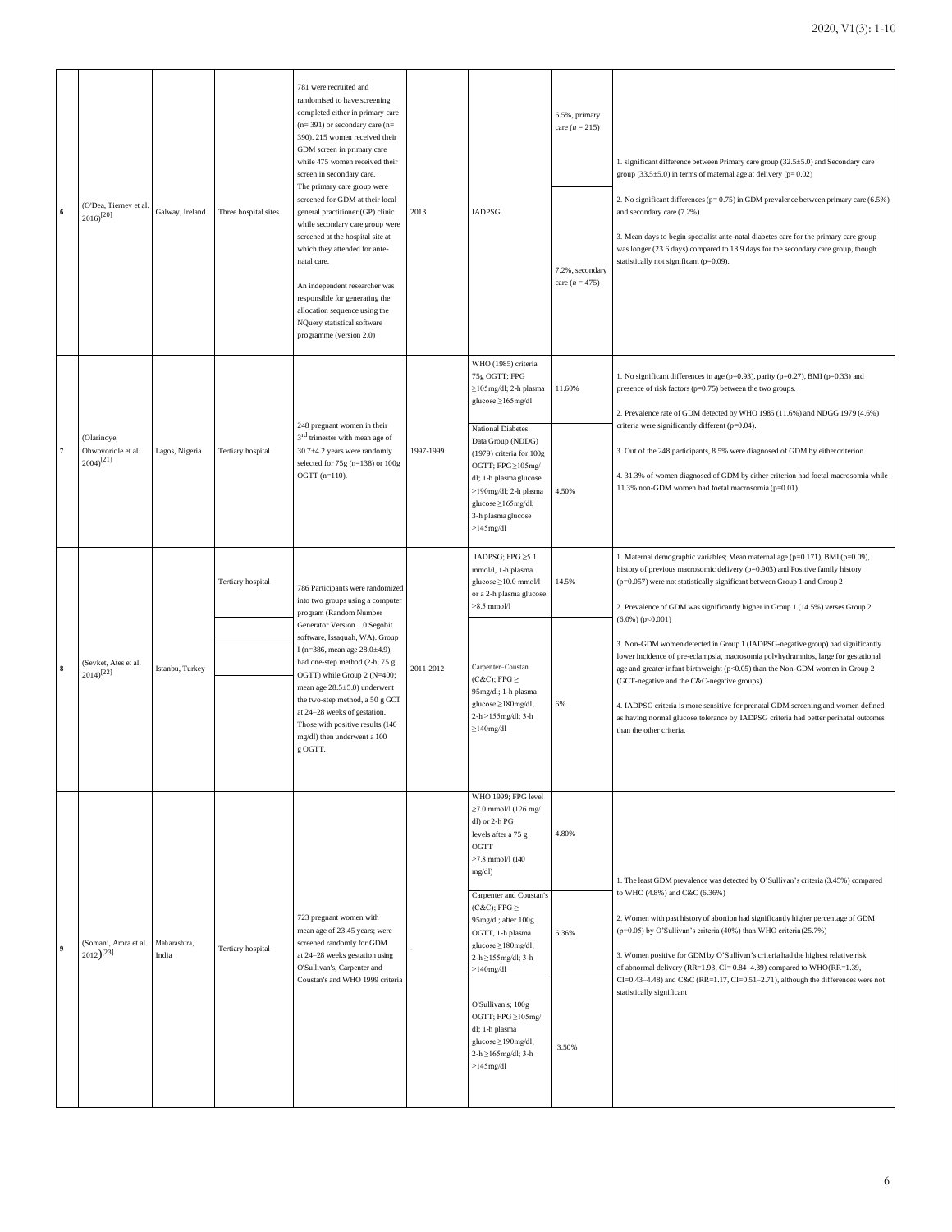| | | | | | | | | |
|---|---|---|---|---|---|---|---|---|
| 6 | (O'Dea, Tierney et al. 2016)[20] | Galway, Ireland | Three hospital sites | 781 were recruited and randomised to have screening completed either in primary care (n= 391) or secondary care (n= 390). 215 women received their GDM screen in primary care while 475 women received their screen in secondary care. The primary care group were screened for GDM at their local general practitioner (GP) clinic while secondary care group were screened at the hospital site at which they attended for ante-natal care. An independent researcher was responsible for generating the allocation sequence using the NQuery statistical software programme (version 2.0) | 2013 | IADPSG | 6.5%, primary care (*n* = 215) | 1. significant difference between Primary care group (32.5±5.0) and Secondary care group (33.5±5.0) in terms of maternal age at delivery (p= 0.02) 2. No significant differences (p= 0.75) in GDM prevalence between primary care (6.5%) and secondary care (7.2%). 3. Mean days to begin specialist ante-natal diabetes care for the primary care group was longer (23.6 days) compared to 18.9 days for the secondary care group, though statistically not significant (p=0.09). |
| | | | | | | | 7.2%, secondary care (*n* = 475) | |
| 7 | (Olarinoye, Ohwovoriole et al. 2004)[21] | Lagos, Nigeria | Tertiary hospital | 248 pregnant women in their 3rd trimester with mean age of 30.7±4.2 years were randomly selected for 75g (n=138) or 100g OGTT (n=110). | 1997-1999 | WHO (1985) criteria 75g OGTT; FPG ≥105mg/dl; 2-h plasma glucose ≥165mg/dl | 11.60% | 1. No significant differences in age (p=0.93), parity (p=0.27), BMI (p=0.33) and presence of risk factors (p=0.75) between the two groups. 2. Prevalence rate of GDM detected by WHO 1985 (11.6%) and NDGG 1979 (4.6%) criteria were significantly different (p=0.04). 3. Out of the 248 participants, 8.5% were diagnosed of GDM by either criterion. 4. 31.3% of women diagnosed of GDM by either criterion had foetal macrosomia while 11.3% non-GDM women had foetal macrosomia (p=0.01) |
| | | | | | | National Diabetes Data Group (NDDG) (1979) criteria for 100g OGTT; FPG≥105mg/ dl; 1-h plasma glucose ≥190mg/dl; 2-h plasma glucose ≥165mg/dl; 3-h plasma glucose ≥145mg/dl | 4.50% | |
| 8 | (Sevket, Ates et al. 2014)[22] | Istanbu, Turkey | Tertiary hospital | 786 Participants were randomized into two groups using a computer program (Random Number Generator Version 1.0 Segobit software, Issaquah, WA). Group I (n=386, mean age 28.0±4.9), had one-step method (2-h, 75 g OGTT) while Group 2 (N=400; mean age 28.5±5.0) underwent the two-step method, a 50 g GCT at 24–28 weeks of gestation. Those with positive results (140 mg/dl) then underwent a 100 g OGTT. | 2011-2012 | IADPSG; FPG ≥5.1 mmol/l, 1-h plasma glucose ≥10.0 mmol/l or a 2-h plasma glucose ≥8.5 mmol/l | 14.5% | 1. Maternal demographic variables; Mean maternal age (p=0.171), BMI (p=0.09), history of previous macrosomic delivery (p=0.903) and Positive family history (p=0.057) were not statistically significant between Group 1 and Group 2 2. Prevalence of GDM was significantly higher in Group 1 (14.5%) verses Group 2 (6.0%) (p<0.001) 3. Non-GDM women detected in Group 1 (IADPSG-negative group) had significantly lower incidence of pre-eclampsia, macrosomia polyhydramnios, large for gestational age and greater infant birthweight (p<0.05) than the Non-GDM women in Group 2 (GCT-negative and the C&C-negative groups). 4. IADPSG criteria is more sensitive for prenatal GDM screening and women defined as having normal glucose tolerance by IADPSG criteria had better perinatal outcomes than the other criteria. |
| | | | | | | Carpenter–Coustan (C&C); FPG ≥ 95mg/dl; 1-h plasma glucose ≥180mg/dl; 2-h ≥155mg/dl; 3-h ≥140mg/dl | 6% | |
| 9 | (Somani, Arora et al. 2012)[23] | Maharashtra, India | Tertiary hospital | 723 pregnant women with mean age of 23.45 years; were screened randomly for GDM at 24–28 weeks gestation using O'Sullivan's, Carpenter and Coustan's and WHO 1999 criteria | - | WHO 1999; FPG level ≥7.0 mmol/l (126 mg/ dl) or 2-h PG levels after a 75 g OGTT ≥7.8 mmol/l (140 mg/dl) | 4.80% | 1. The least GDM prevalence was detected by O'Sullivan's criteria (3.45%) compared to WHO (4.8%) and C&C (6.36%) 2. Women with past history of abortion had significantly higher percentage of GDM (p=0.05) by O'Sullivan's criteria (40%) than WHO criteria (25.7%) 3. Women positive for GDM by O'Sullivan's criteria had the highest relative risk of abnormal delivery (RR=1.93, CI= 0.84–4.39) compared to WHO(RR=1.39, CI=0.43–4.48) and C&C (RR=1.17, CI=0.51–2.71), although the differences were not statistically significant |
| | | | | | | Carpenter and Coustan's (C&C); FPG ≥ 95mg/dl; after 100g OGTT, 1-h plasma glucose ≥180mg/dl; 2-h ≥155mg/dl; 3-h ≥140mg/dl | 6.36% | |
| | | | | | | O'Sullivan's; 100g OGTT; FPG≥105mg/ dl; 1-h plasma glucose ≥190mg/dl; 2-h ≥165mg/dl; 3-h ≥145mg/dl | 3.50% | |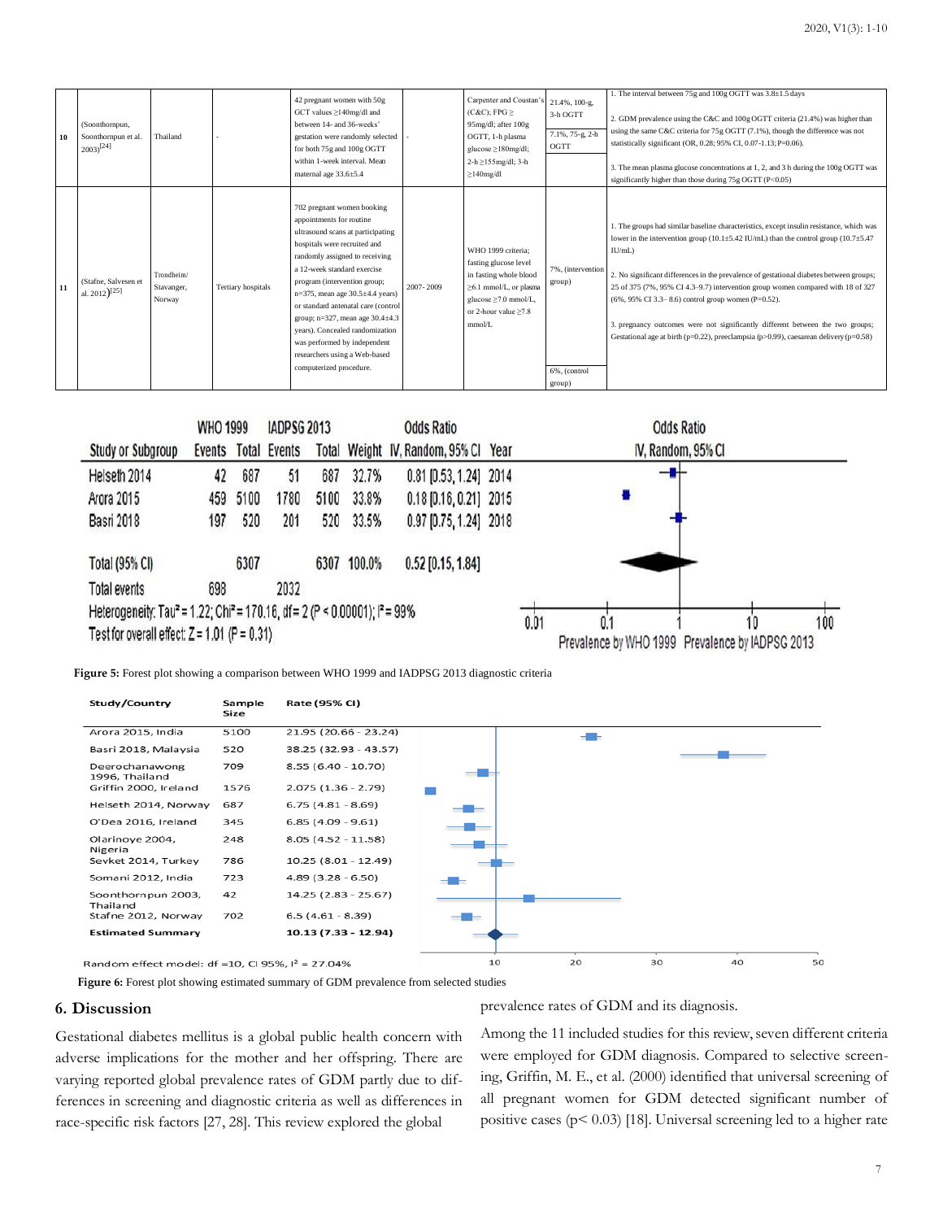| 10 | (Soonthornpun, Soonthornpun et al. 2003)[24] | Thailand | - | 42 pregnant women with 50g GCT values ≥140mg/dl and between 14- and 36-weeks' gestation were randomly selected for both 75g and 100g OGTT within 1-week interval. Mean maternal age 33.6±5.4 | - | Carpenter and Coustan's (C&C); FPG ≥ 95mg/dl; after 100g OGTT, 1-h plasma glucose ≥180mg/dl; 2-h ≥155mg/dl; 3-h ≥140mg/dl | 21.4%, 100-g, 3-h OGTT; 7.1%, 75-g, 2-h OGTT | 1. The interval between 75g and 100g OGTT was 3.8±1.5 days<br>2. GDM prevalence using the C&C and 100g OGTT criteria (21.4%) was higher than using the same C&C criteria for 75g OGTT (7.1%), though the difference was not statistically significant (OR, 0.28; 95% CI, 0.07-1.13; P=0.06).<br>3. The mean plasma glucose concentrations at 1, 2, and 3 h during the 100g OGTT was significantly higher than those during 75g OGTT (P<0.05) |
|---|---|---|---|---|---|---|---|---|
| 11 | (Stafne, Salvesen et al. 2012)[25] | Trondheim/ Stavanger, Norway | Tertiary hospitals | 702 pregnant women booking appointments for routine ultrasound scans at participating hospitals were recruited and randomly assigned to receiving a 12-week standard exercise program (intervention group; n=375, mean age 30.5±4.4 years) or standard antenatal care (control group; n=327, mean age 30.4±4.3 years). Concealed randomization was performed by independent researchers using a Web-based computerized procedure. | 2007-2009 | WHO 1999 criteria; fasting glucose level in fasting whole blood ≥6.1 mmol/L, or plasma glucose ≥7.0 mmol/L, or 2-hour value ≥7.8 mmol/L | 7%, (intervention group); 6%, (control group) | 1. The groups had similar baseline characteristics, except insulin resistance, which was lower in the intervention group (10.1±5.42 IU/mL) than the control group (10.7±5.47 IU/mL)<br>2. No significant differences in the prevalence of gestational diabetes between groups; 25 of 375 (7%, 95% CI 4.3–9.7) intervention group women compared with 18 of 327 (6%, 95% CI 3.3– 8.6) control group women (P=0.52).<br>3. pregnancy outcomes were not significantly different between the two groups; Gestational age at birth (p=0.22), preeclampsia (p>0.99), caesarean delivery (p=0.58) |

| Study or Subgroup | WHO 1999 Events | WHO 1999 Total | IADPSG 2013 Events | IADPSG 2013 Total | Weight | Odds Ratio IV, Random, 95% CI | Year |
|---|---|---|---|---|---|---|---|
| Helseth 2014 | 42 | 687 | 51 | 687 | 32.7% | 0.81 [0.53, 1.24] | 2014 |
| Arora 2015 | 459 | 5100 | 1780 | 5100 | 33.8% | 0.18 [0.16, 0.21] | 2015 |
| Basri 2018 | 197 | 520 | 201 | 520 | 33.5% | 0.97 [0.75, 1.24] | 2018 |
| Total (95% CI) | | 6307 | | 6307 | 100.0% | 0.52 [0.15, 1.84] | |
| Total events | 698 | | 2032 | | | | |

Heterogeneity: Tau² = 1.22; Chi² = 170.16, df = 2 (P < 0.00001); I² = 99%
Test for overall effect: Z = 1.01 (P = 0.31)

**Figure 5:** Forest plot showing a comparison between WHO 1999 and IADPSG 2013 diagnostic criteria

| Study/Country | Sample Size | Rate (95% CI) |
|---|---|---|
| Arora 2015, India | 5100 | 21.95 (20.66 - 23.24) |
| Basri 2018, Malaysia | 520 | 38.25 (32.93 - 43.57) |
| Deerochanawong 1996, Thailand | 709 | 8.55 (6.40 - 10.70) |
| Griffin 2000, Ireland | 1576 | 2.075 (1.36 - 2.79) |
| Helseth 2014, Norway | 687 | 6.75 (4.81 - 8.69) |
| O'Dea 2016, Ireland | 345 | 6.85 (4.09 - 9.61) |
| Olarinoye 2004, Nigeria | 248 | 8.05 (4.52 - 11.58) |
| Sevket 2014, Turkey | 786 | 10.25 (8.01 - 12.49) |
| Somani 2012, India | 723 | 4.89 (3.28 - 6.50) |
| Soonthornpun 2003, Thailand | 42 | 14.25 (2.83 - 25.67) |
| Stafne 2012, Norway | 702 | 6.5 (4.61 - 8.39) |
| **Estimated Summary** | | **10.13 (7.33 - 12.94)** |

Random effect model: df =10, CI 95%, I² = 27.04%

**Figure 6:** Forest plot showing estimated summary of GDM prevalence from selected studies

## 6. Discussion

Gestational diabetes mellitus is a global public health concern with adverse implications for the mother and her offspring. There are varying reported global prevalence rates of GDM partly due to differences in screening and diagnostic criteria as well as differences in race-specific risk factors [27, 28]. This review explored the global prevalence rates of GDM and its diagnosis.

Among the 11 included studies for this review, seven different criteria were employed for GDM diagnosis. Compared to selective screening, Griffin, M. E., et al. (2000) identified that universal screening of all pregnant women for GDM detected significant number of positive cases (p< 0.03) [18]. Universal screening led to a higher rate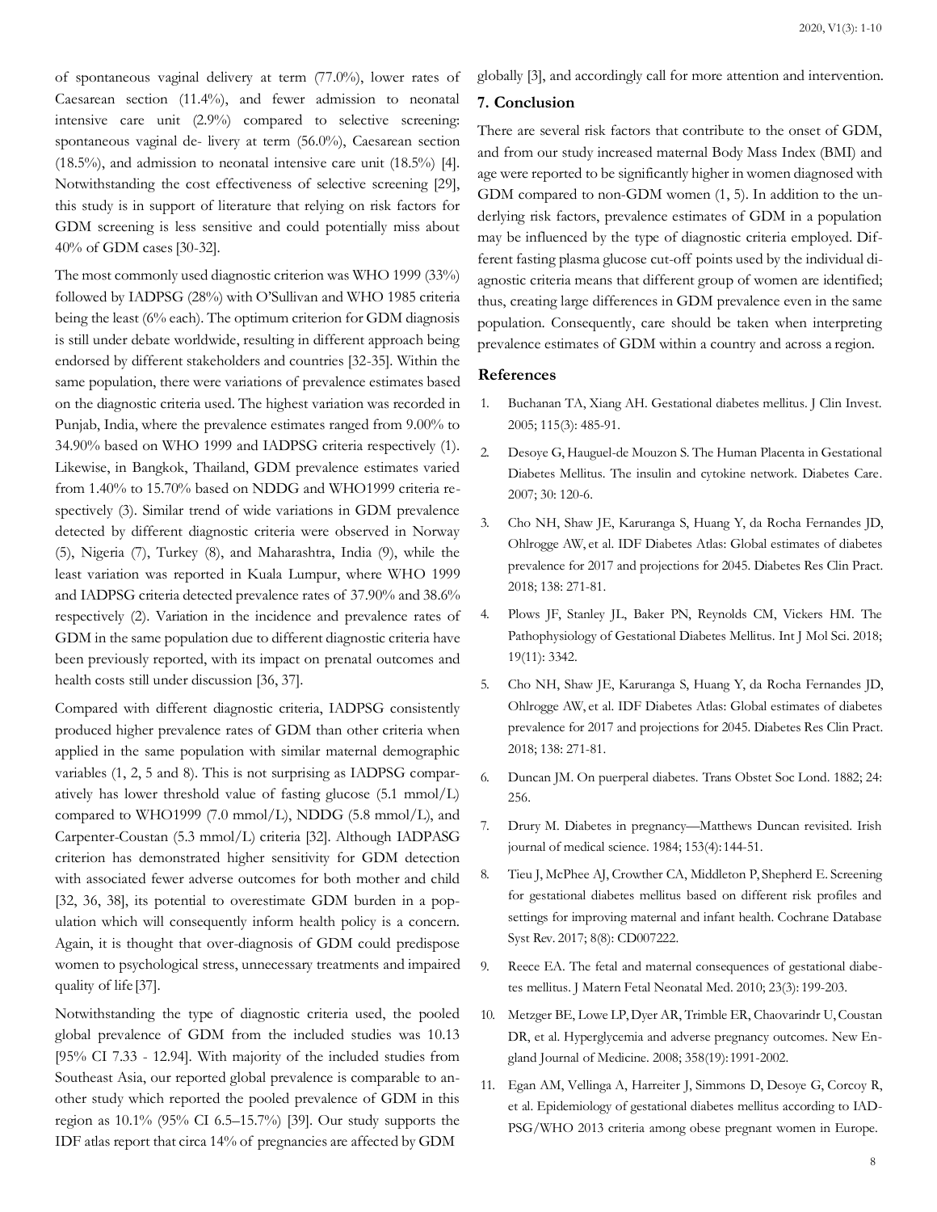of spontaneous vaginal delivery at term (77.0%), lower rates of Caesarean section (11.4%), and fewer admission to neonatal intensive care unit (2.9%) compared to selective screening: spontaneous vaginal de- livery at term (56.0%), Caesarean section (18.5%), and admission to neonatal intensive care unit (18.5%) [4]. Notwithstanding the cost effectiveness of selective screening [29], this study is in support of literature that relying on risk factors for GDM screening is less sensitive and could potentially miss about 40% of GDM cases [30-32].

The most commonly used diagnostic criterion was WHO 1999 (33%) followed by IADPSG (28%) with O'Sullivan and WHO 1985 criteria being the least (6% each). The optimum criterion for GDM diagnosis is still under debate worldwide, resulting in different approach being endorsed by different stakeholders and countries [32-35]. Within the same population, there were variations of prevalence estimates based on the diagnostic criteria used. The highest variation was recorded in Punjab, India, where the prevalence estimates ranged from 9.00% to 34.90% based on WHO 1999 and IADPSG criteria respectively (1). Likewise, in Bangkok, Thailand, GDM prevalence estimates varied from 1.40% to 15.70% based on NDDG and WHO1999 criteria respectively (3). Similar trend of wide variations in GDM prevalence detected by different diagnostic criteria were observed in Norway (5), Nigeria (7), Turkey (8), and Maharashtra, India (9), while the least variation was reported in Kuala Lumpur, where WHO 1999 and IADPSG criteria detected prevalence rates of 37.90% and 38.6% respectively (2). Variation in the incidence and prevalence rates of GDM in the same population due to different diagnostic criteria have been previously reported, with its impact on prenatal outcomes and health costs still under discussion [36, 37].

Compared with different diagnostic criteria, IADPSG consistently produced higher prevalence rates of GDM than other criteria when applied in the same population with similar maternal demographic variables (1, 2, 5 and 8). This is not surprising as IADPSG comparatively has lower threshold value of fasting glucose (5.1 mmol/L) compared to WHO1999 (7.0 mmol/L), NDDG (5.8 mmol/L), and Carpenter-Coustan (5.3 mmol/L) criteria [32]. Although IADPASG criterion has demonstrated higher sensitivity for GDM detection with associated fewer adverse outcomes for both mother and child [32, 36, 38], its potential to overestimate GDM burden in a population which will consequently inform health policy is a concern. Again, it is thought that over-diagnosis of GDM could predispose women to psychological stress, unnecessary treatments and impaired quality of life [37].

Notwithstanding the type of diagnostic criteria used, the pooled global prevalence of GDM from the included studies was 10.13 [95% CI 7.33 - 12.94]. With majority of the included studies from Southeast Asia, our reported global prevalence is comparable to another study which reported the pooled prevalence of GDM in this region as 10.1% (95% CI 6.5–15.7%) [39]. Our study supports the IDF atlas report that circa 14% of pregnancies are affected by GDM globally [3], and accordingly call for more attention and intervention.

## 7. Conclusion

There are several risk factors that contribute to the onset of GDM, and from our study increased maternal Body Mass Index (BMI) and age were reported to be significantly higher in women diagnosed with GDM compared to non-GDM women (1, 5). In addition to the underlying risk factors, prevalence estimates of GDM in a population may be influenced by the type of diagnostic criteria employed. Different fasting plasma glucose cut-off points used by the individual diagnostic criteria means that different group of women are identified; thus, creating large differences in GDM prevalence even in the same population. Consequently, care should be taken when interpreting prevalence estimates of GDM within a country and across a region.

## References

1. Buchanan TA, Xiang AH. Gestational diabetes mellitus. J Clin Invest. 2005; 115(3): 485-91.
2. Desoye G, Hauguel-de Mouzon S. The Human Placenta in Gestational Diabetes Mellitus. The insulin and cytokine network. Diabetes Care. 2007; 30: 120-6.
3. Cho NH, Shaw JE, Karuranga S, Huang Y, da Rocha Fernandes JD, Ohlrogge AW, et al. IDF Diabetes Atlas: Global estimates of diabetes prevalence for 2017 and projections for 2045. Diabetes Res Clin Pract. 2018; 138: 271-81.
4. Plows JF, Stanley JL, Baker PN, Reynolds CM, Vickers HM. The Pathophysiology of Gestational Diabetes Mellitus. Int J Mol Sci. 2018; 19(11): 3342.
5. Cho NH, Shaw JE, Karuranga S, Huang Y, da Rocha Fernandes JD, Ohlrogge AW, et al. IDF Diabetes Atlas: Global estimates of diabetes prevalence for 2017 and projections for 2045. Diabetes Res Clin Pract. 2018; 138: 271-81.
6. Duncan JM. On puerperal diabetes. Trans Obstet Soc Lond. 1882; 24: 256.
7. Drury M. Diabetes in pregnancy—Matthews Duncan revisited. Irish journal of medical science. 1984; 153(4):144-51.
8. Tieu J, McPhee AJ, Crowther CA, Middleton P, Shepherd E. Screening for gestational diabetes mellitus based on different risk profiles and settings for improving maternal and infant health. Cochrane Database Syst Rev. 2017; 8(8): CD007222.
9. Reece EA. The fetal and maternal consequences of gestational diabetes mellitus. J Matern Fetal Neonatal Med. 2010; 23(3): 199-203.
10. Metzger BE, Lowe LP, Dyer AR, Trimble ER, Chaovarindr U, Coustan DR, et al. Hyperglycemia and adverse pregnancy outcomes. New England Journal of Medicine. 2008; 358(19):1991-2002.
11. Egan AM, Vellinga A, Harreiter J, Simmons D, Desoye G, Corcoy R, et al. Epidemiology of gestational diabetes mellitus according to IADPSG/WHO 2013 criteria among obese pregnant women in Europe.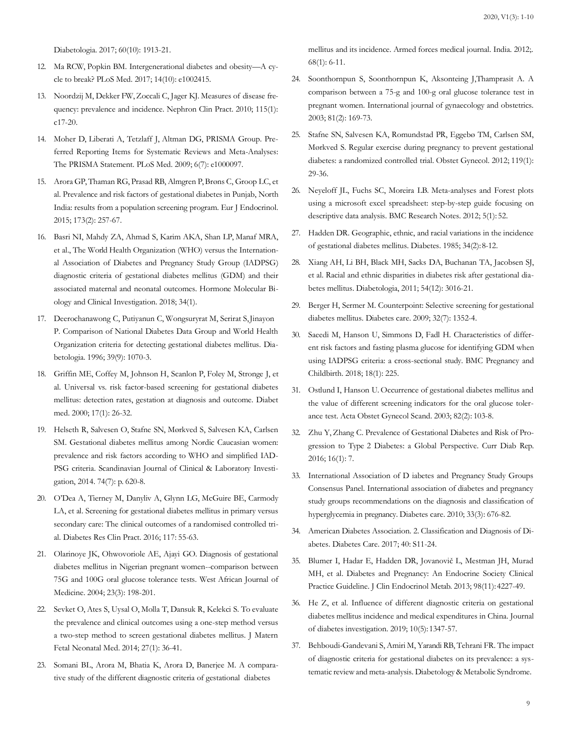Diabetologia. 2017; 60(10): 1913-21.

12. Ma RCW, Popkin BM. Intergenerational diabetes and obesity—A cycle to break? PLoS Med. 2017; 14(10): e1002415.

13. Noordzij M, Dekker FW, Zoccali C, Jager KJ. Measures of disease frequency: prevalence and incidence. Nephron Clin Pract. 2010; 115(1): c17-20.

14. Moher D, Liberati A, Tetzlaff J, Altman DG, PRISMA Group. Preferred Reporting Items for Systematic Reviews and Meta-Analyses: The PRISMA Statement. PLoS Med. 2009; 6(7): e1000097.

15. Arora GP, Thaman RG, Prasad RB, Almgren P, Brøns C, Groop LC, et al. Prevalence and risk factors of gestational diabetes in Punjab, North India: results from a population screening program. Eur J Endocrinol. 2015; 173(2): 257-67.

16. Basri NI, Mahdy ZA, Ahmad S, Karim AKA, Shan LP, Manaf MRA, et al., The World Health Organization (WHO) versus the International Association of Diabetes and Pregnancy Study Group (IADPSG) diagnostic criteria of gestational diabetes mellitus (GDM) and their associated maternal and neonatal outcomes. Hormone Molecular Biology and Clinical Investigation. 2018; 34(1).

17. Deerochanawong C, Putiyanun C, Wongsuryrat M, Serirat S, Jinayon P. Comparison of National Diabetes Data Group and World Health Organization criteria for detecting gestational diabetes mellitus. Diabetologia. 1996; 39(9): 1070-3.

18. Griffin ME, Coffey M, Johnson H, Scanlon P, Foley M, Stronge J, et al. Universal vs. risk factor-based screening for gestational diabetes mellitus: detection rates, gestation at diagnosis and outcome. Diabet med. 2000; 17(1): 26-32.

19. Helseth R, Salvesen O, Stafne SN, Mørkved S, Salvesen KA, Carlsen SM. Gestational diabetes mellitus among Nordic Caucasian women: prevalence and risk factors according to WHO and simplified IADPSG criteria. Scandinavian Journal of Clinical & Laboratory Investigation, 2014. 74(7): p. 620-8.

20. O'Dea A, Tierney M, Danyliv A, Glynn LG, McGuire BE, Carmody LA, et al. Screening for gestational diabetes mellitus in primary versus secondary care: The clinical outcomes of a randomised controlled trial. Diabetes Res Clin Pract. 2016; 117: 55-63.

21. Olarinoye JK, Ohwovoriole AE, Ajayi GO. Diagnosis of gestational diabetes mellitus in Nigerian pregnant women--comparison between 75G and 100G oral glucose tolerance tests. West African Journal of Medicine. 2004; 23(3): 198-201.

22. Sevket O, Ates S, Uysal O, Molla T, Dansuk R, Kelekci S. To evaluate the prevalence and clinical outcomes using a one-step method versus a two-step method to screen gestational diabetes mellitus. J Matern Fetal Neonatal Med. 2014; 27(1): 36-41.

23. Somani BL, Arora M, Bhatia K, Arora D, Banerjee M. A comparative study of the different diagnostic criteria of gestational diabetes mellitus and its incidence. Armed forces medical journal. India. 2012;. 68(1): 6-11.

24. Soonthornpun S, Soonthornpun K, Aksonteing J,Thamprasit A. A comparison between a 75-g and 100-g oral glucose tolerance test in pregnant women. International journal of gynaecology and obstetrics. 2003; 81(2): 169-73.

25. Stafne SN, Salvesen KA, Romundstad PR, Eggebø TM, Carlsen SM, Mørkved S. Regular exercise during pregnancy to prevent gestational diabetes: a randomized controlled trial. Obstet Gynecol. 2012; 119(1): 29-36.

26. Neyeloff JL, Fuchs SC, Moreira LB. Meta-analyses and Forest plots using a microsoft excel spreadsheet: step-by-step guide focusing on descriptive data analysis. BMC Research Notes. 2012; 5(1): 52.

27. Hadden DR. Geographic, ethnic, and racial variations in the incidence of gestational diabetes mellitus. Diabetes. 1985; 34(2): 8-12.

28. Xiang AH, Li BH, Black MH, Sacks DA, Buchanan TA, Jacobsen SJ, et al. Racial and ethnic disparities in diabetes risk after gestational diabetes mellitus. Diabetologia, 2011; 54(12): 3016-21.

29. Berger H, Sermer M. Counterpoint: Selective screening for gestational diabetes mellitus. Diabetes care. 2009; 32(7): 1352-4.

30. Saeedi M, Hanson U, Simmons D, Fadl H. Characteristics of different risk factors and fasting plasma glucose for identifying GDM when using IADPSG criteria: a cross-sectional study. BMC Pregnancy and Childbirth. 2018; 18(1): 225.

31. Ostlund I, Hanson U. Occurrence of gestational diabetes mellitus and the value of different screening indicators for the oral glucose tolerance test. Acta Obstet Gynecol Scand. 2003; 82(2): 103-8.

32. Zhu Y, Zhang C. Prevalence of Gestational Diabetes and Risk of Progression to Type 2 Diabetes: a Global Perspective. Curr Diab Rep. 2016; 16(1): 7.

33. International Association of D iabetes and Pregnancy Study Groups Consensus Panel. International association of diabetes and pregnancy study groups recommendations on the diagnosis and classification of hyperglycemia in pregnancy. Diabetes care. 2010; 33(3): 676-82.

34. American Diabetes Association. 2. Classification and Diagnosis of Diabetes. Diabetes Care. 2017; 40: S11-24.

35. Blumer I, Hadar E, Hadden DR, Jovanovič L, Mestman JH, Murad MH, et al. Diabetes and Pregnancy: An Endocrine Society Clinical Practice Guideline. J Clin Endocrinol Metab. 2013; 98(11): 4227-49.

36. He Z, et al. Influence of different diagnostic criteria on gestational diabetes mellitus incidence and medical expenditures in China. Journal of diabetes investigation. 2019; 10(5): 1347-57.

37. Behboudi-Gandevani S, Amiri M, Yarandi RB, Tehrani FR. The impact of diagnostic criteria for gestational diabetes on its prevalence: a systematic review and meta-analysis. Diabetology & Metabolic Syndrome.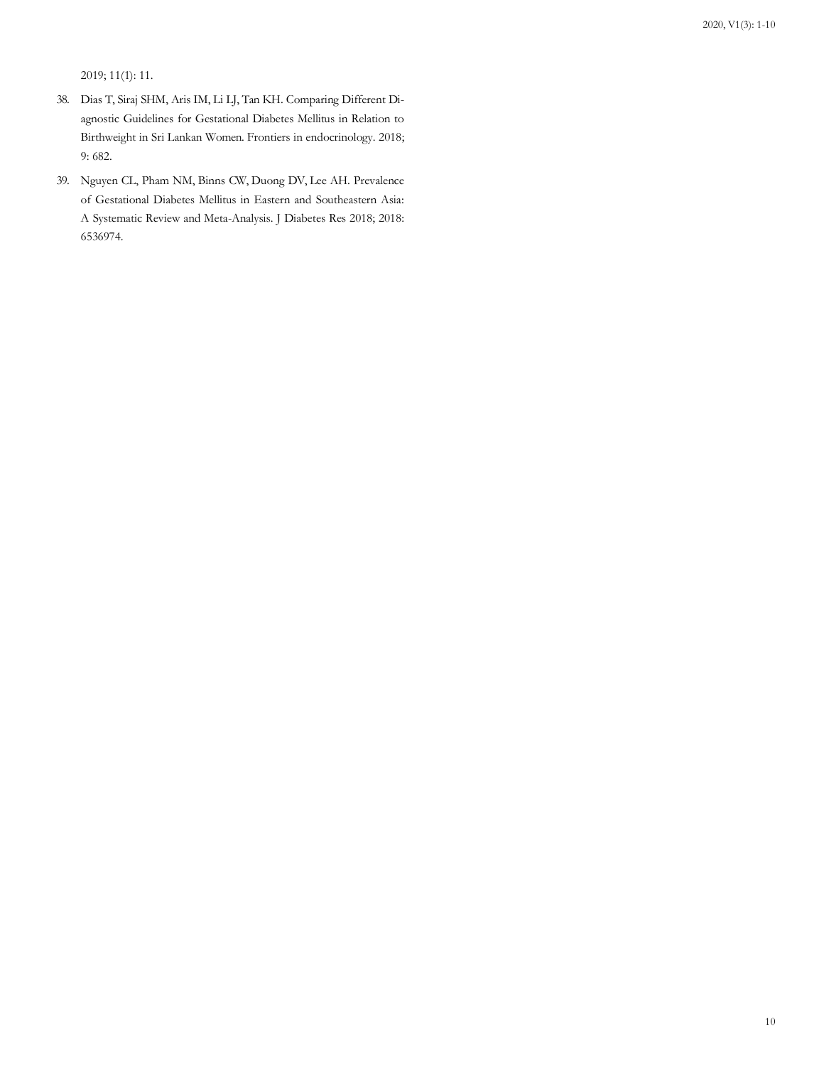2019; 11(1): 11.

38. Dias T, Siraj SHM, Aris IM, Li LJ, Tan KH. Comparing Different Diagnostic Guidelines for Gestational Diabetes Mellitus in Relation to Birthweight in Sri Lankan Women. Frontiers in endocrinology. 2018; 9: 682.

39. Nguyen CL, Pham NM, Binns CW, Duong DV, Lee AH. Prevalence of Gestational Diabetes Mellitus in Eastern and Southeastern Asia: A Systematic Review and Meta-Analysis. J Diabetes Res 2018; 2018: 6536974.